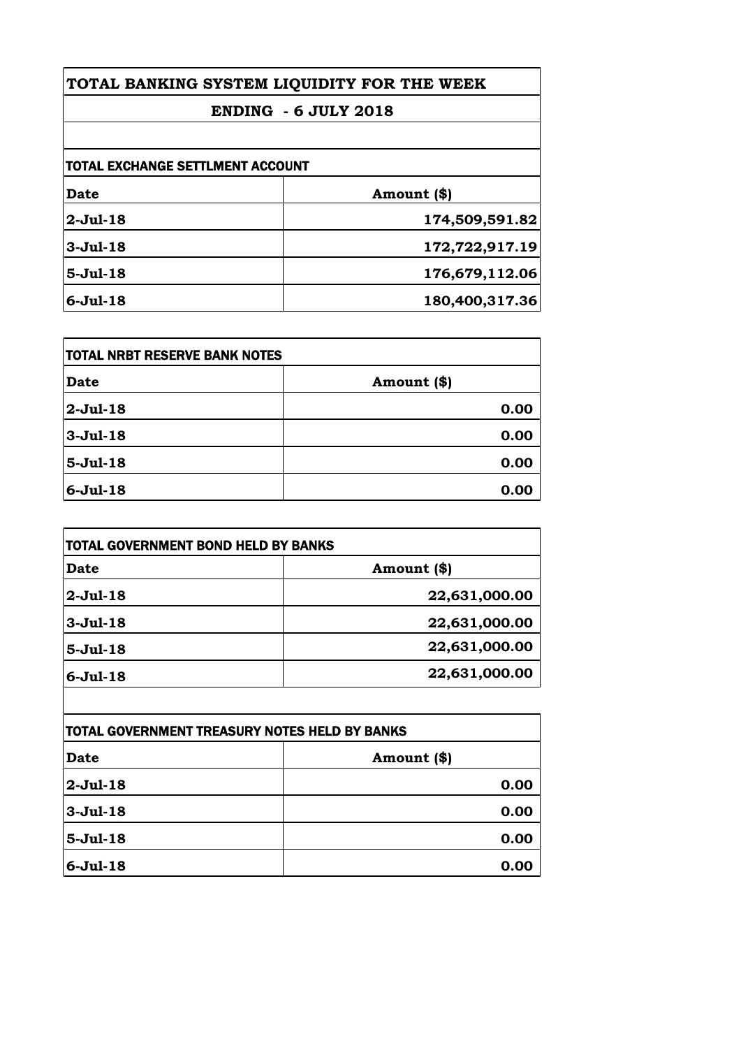# TOTAL BANKING SYSTEM LIQUIDITY FOR THE WEEK

## ENDING - 6 JULY 2018

### TOTAL EXCHANGE SETTLMENT ACCOUNT

| Date | Amount ($) |
|---|---|
| 2-Jul-18 | 174,509,591.82 |
| 3-Jul-18 | 172,722,917.19 |
| 5-Jul-18 | 176,679,112.06 |
| 6-Jul-18 | 180,400,317.36 |

### TOTAL NRBT RESERVE BANK NOTES

| Date | Amount ($) |
|---|---|
| 2-Jul-18 | 0.00 |
| 3-Jul-18 | 0.00 |
| 5-Jul-18 | 0.00 |
| 6-Jul-18 | 0.00 |

### TOTAL GOVERNMENT BOND HELD BY BANKS

| Date | Amount ($) |
|---|---|
| 2-Jul-18 | 22,631,000.00 |
| 3-Jul-18 | 22,631,000.00 |
| 5-Jul-18 | 22,631,000.00 |
| 6-Jul-18 | 22,631,000.00 |

### TOTAL GOVERNMENT TREASURY NOTES HELD BY BANKS

| Date | Amount ($) |
|---|---|
| 2-Jul-18 | 0.00 |
| 3-Jul-18 | 0.00 |
| 5-Jul-18 | 0.00 |
| 6-Jul-18 | 0.00 |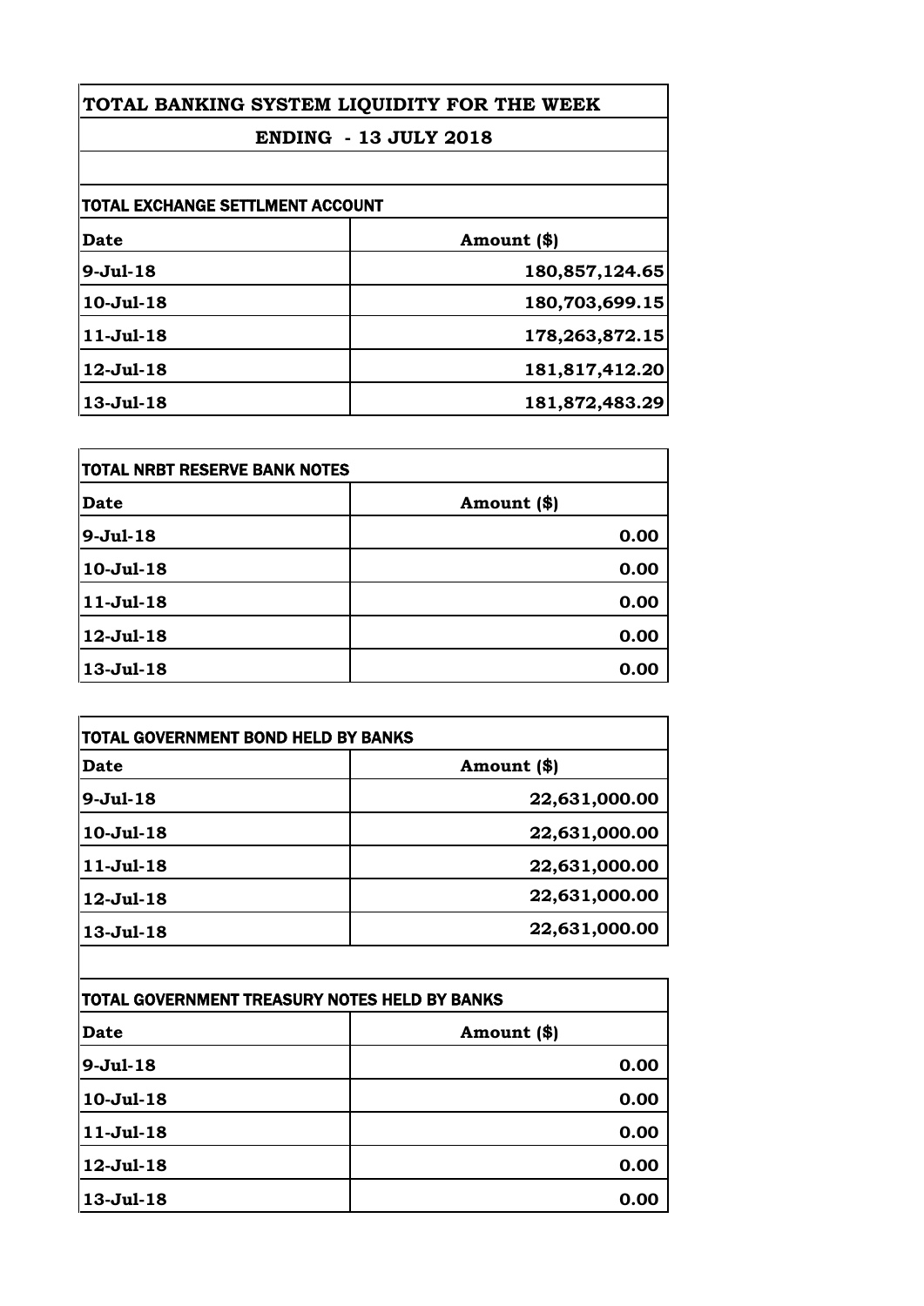# TOTAL BANKING SYSTEM LIQUIDITY FOR THE WEEK

## ENDING - 13 JULY 2018

### TOTAL EXCHANGE SETTLMENT ACCOUNT

| Date | Amount ($) |
|---|---|
| 9-Jul-18 | 180,857,124.65 |
| 10-Jul-18 | 180,703,699.15 |
| 11-Jul-18 | 178,263,872.15 |
| 12-Jul-18 | 181,817,412.20 |
| 13-Jul-18 | 181,872,483.29 |

### TOTAL NRBT RESERVE BANK NOTES

| Date | Amount ($) |
|---|---|
| 9-Jul-18 | 0.00 |
| 10-Jul-18 | 0.00 |
| 11-Jul-18 | 0.00 |
| 12-Jul-18 | 0.00 |
| 13-Jul-18 | 0.00 |

### TOTAL GOVERNMENT BOND HELD BY BANKS

| Date | Amount ($) |
|---|---|
| 9-Jul-18 | 22,631,000.00 |
| 10-Jul-18 | 22,631,000.00 |
| 11-Jul-18 | 22,631,000.00 |
| 12-Jul-18 | 22,631,000.00 |
| 13-Jul-18 | 22,631,000.00 |

### TOTAL GOVERNMENT TREASURY NOTES HELD BY BANKS

| Date | Amount ($) |
|---|---|
| 9-Jul-18 | 0.00 |
| 10-Jul-18 | 0.00 |
| 11-Jul-18 | 0.00 |
| 12-Jul-18 | 0.00 |
| 13-Jul-18 | 0.00 |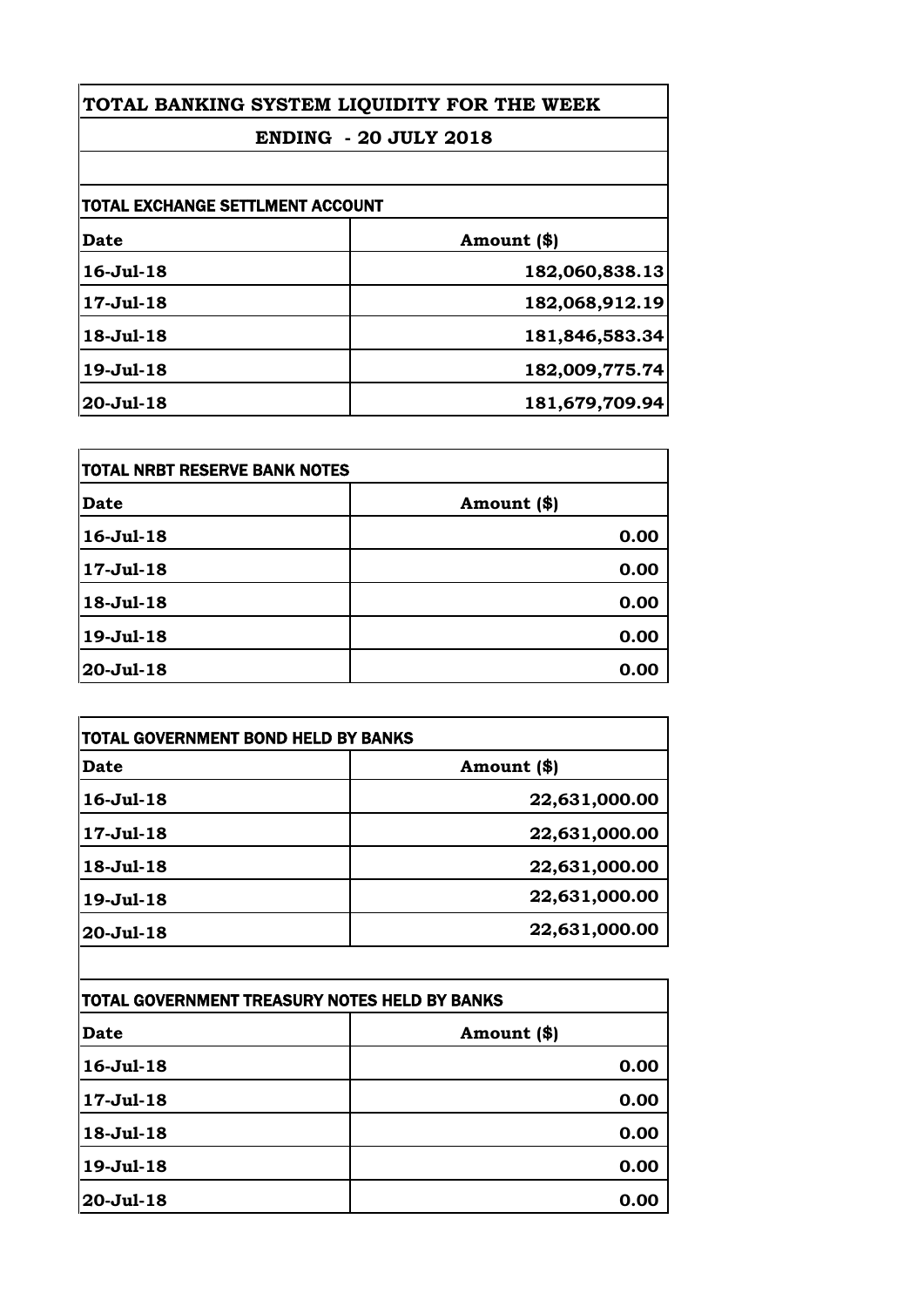# TOTAL BANKING SYSTEM LIQUIDITY FOR THE WEEK

## ENDING - 20 JULY 2018

### TOTAL EXCHANGE SETTLMENT ACCOUNT

| Date | Amount ($) |
|---|---|
| 16-Jul-18 | 182,060,838.13 |
| 17-Jul-18 | 182,068,912.19 |
| 18-Jul-18 | 181,846,583.34 |
| 19-Jul-18 | 182,009,775.74 |
| 20-Jul-18 | 181,679,709.94 |

### TOTAL NRBT RESERVE BANK NOTES

| Date | Amount ($) |
|---|---|
| 16-Jul-18 | 0.00 |
| 17-Jul-18 | 0.00 |
| 18-Jul-18 | 0.00 |
| 19-Jul-18 | 0.00 |
| 20-Jul-18 | 0.00 |

### TOTAL GOVERNMENT BOND HELD BY BANKS

| Date | Amount ($) |
|---|---|
| 16-Jul-18 | 22,631,000.00 |
| 17-Jul-18 | 22,631,000.00 |
| 18-Jul-18 | 22,631,000.00 |
| 19-Jul-18 | 22,631,000.00 |
| 20-Jul-18 | 22,631,000.00 |

### TOTAL GOVERNMENT TREASURY NOTES HELD BY BANKS

| Date | Amount ($) |
|---|---|
| 16-Jul-18 | 0.00 |
| 17-Jul-18 | 0.00 |
| 18-Jul-18 | 0.00 |
| 19-Jul-18 | 0.00 |
| 20-Jul-18 | 0.00 |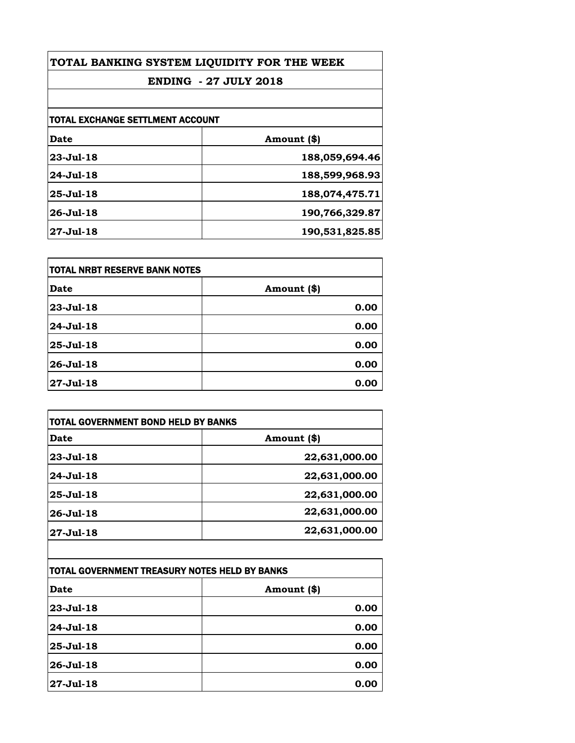# TOTAL BANKING SYSTEM LIQUIDITY FOR THE WEEK

## ENDING - 27 JULY 2018

| TOTAL EXCHANGE SETTLMENT ACCOUNT | |
|---|---|
| **Date** | **Amount ($)** |
| 23-Jul-18 | 188,059,694.46 |
| 24-Jul-18 | 188,599,968.93 |
| 25-Jul-18 | 188,074,475.71 |
| 26-Jul-18 | 190,766,329.87 |
| 27-Jul-18 | 190,531,825.85 |

| TOTAL NRBT RESERVE BANK NOTES | |
|---|---|
| **Date** | **Amount ($)** |
| 23-Jul-18 | 0.00 |
| 24-Jul-18 | 0.00 |
| 25-Jul-18 | 0.00 |
| 26-Jul-18 | 0.00 |
| 27-Jul-18 | 0.00 |

| TOTAL GOVERNMENT BOND HELD BY BANKS | |
|---|---|
| **Date** | **Amount ($)** |
| 23-Jul-18 | 22,631,000.00 |
| 24-Jul-18 | 22,631,000.00 |
| 25-Jul-18 | 22,631,000.00 |
| 26-Jul-18 | 22,631,000.00 |
| 27-Jul-18 | 22,631,000.00 |

| TOTAL GOVERNMENT TREASURY NOTES HELD BY BANKS | |
|---|---|
| **Date** | **Amount ($)** |
| 23-Jul-18 | 0.00 |
| 24-Jul-18 | 0.00 |
| 25-Jul-18 | 0.00 |
| 26-Jul-18 | 0.00 |
| 27-Jul-18 | 0.00 |